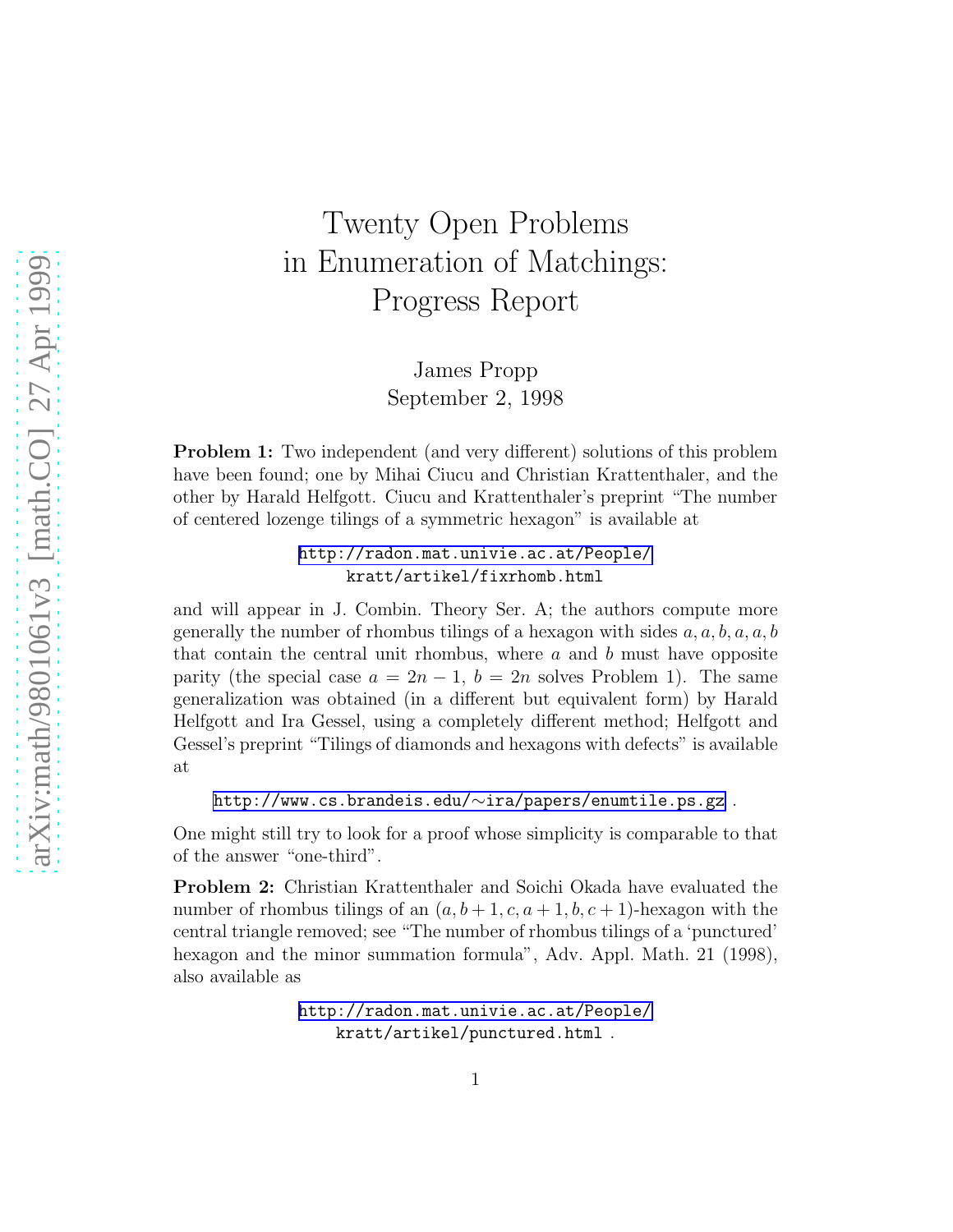# Twenty Open Problems in Enumeration of Matchings: Progress Report

James Propp

September 2, 1998

**Problem 1:** Two independent (and very different) solutions of this problem have been found; one by Mihai Ciucu and Christian Krattenthaler, and the other by Harald Helfgott. Ciucu and Krattenthaler's preprint "The number of centered lozenge tilings of a symmetric hexagon" is available at

http://radon.mat.univie.ac.at/People/kratt/artikel/fixrhomb.html

and will appear in J. Combin. Theory Ser. A; the authors compute more generally the number of rhombus tilings of a hexagon with sides $a, a, b, a, a, b$ that contain the central unit rhombus, where $a$ and $b$ must have opposite parity (the special case $a = 2n - 1$, $b = 2n$ solves Problem 1). The same generalization was obtained (in a different but equivalent form) by Harald Helfgott and Ira Gessel, using a completely different method; Helfgott and Gessel's preprint "Tilings of diamonds and hexagons with defects" is available at

http://www.cs.brandeis.edu/∼ira/papers/enumtile.ps.gz .

One might still try to look for a proof whose simplicity is comparable to that of the answer "one-third".

**Problem 2:** Christian Krattenthaler and Soichi Okada have evaluated the number of rhombus tilings of an $(a, b+1, c, a+1, b, c+1)$-hexagon with the central triangle removed; see "The number of rhombus tilings of a 'punctured' hexagon and the minor summation formula", Adv. Appl. Math. 21 (1998), also available as

http://radon.mat.univie.ac.at/People/kratt/artikel/punctured.html .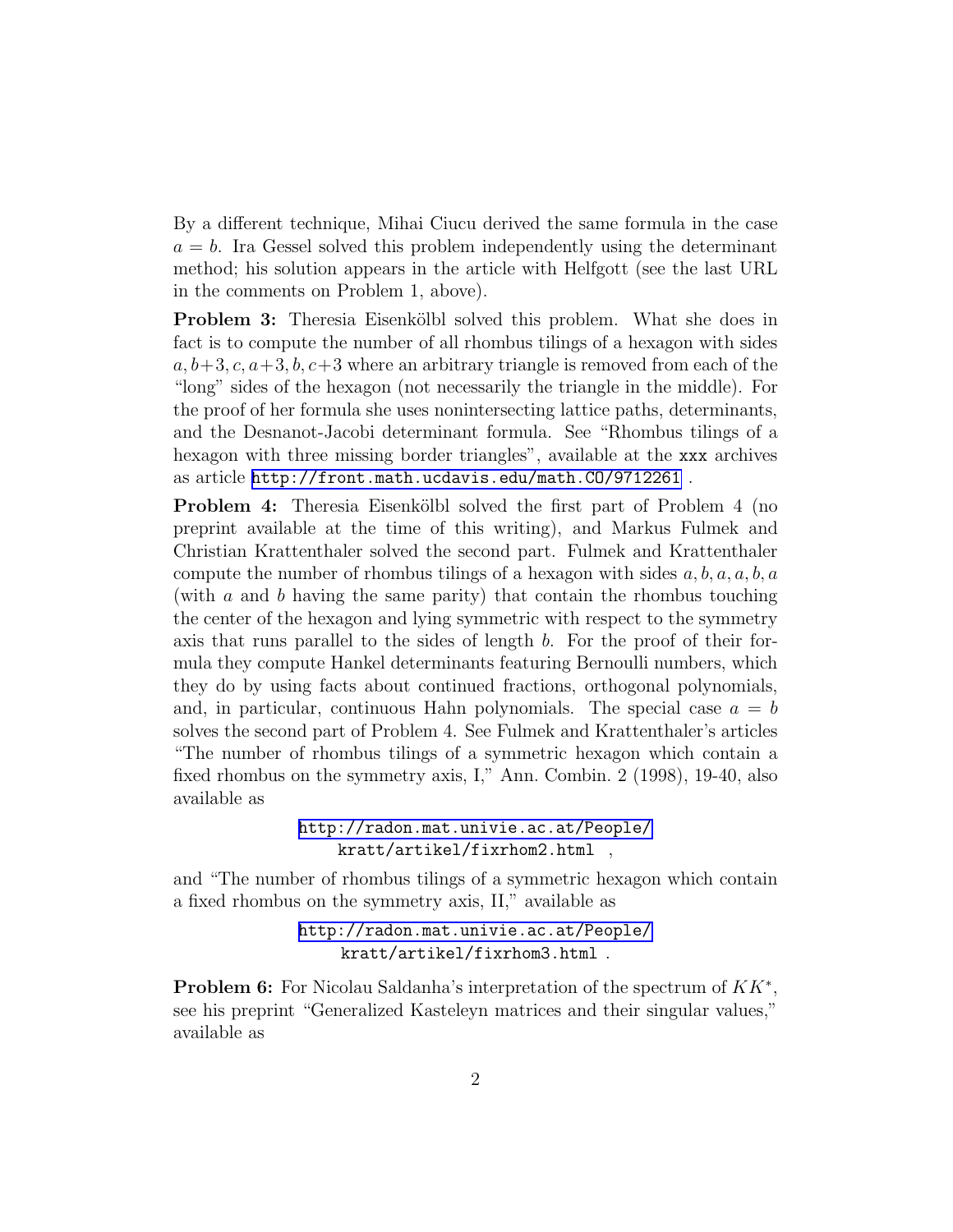By a different technique, Mihai Ciucu derived the same formula in the case $a = b$. Ira Gessel solved this problem independently using the determinant method; his solution appears in the article with Helfgott (see the last URL in the comments on Problem 1, above).

**Problem 3:** Theresia Eisenkölbl solved this problem. What she does in fact is to compute the number of all rhombus tilings of a hexagon with sides $a, b+3, c, a+3, b, c+3$ where an arbitrary triangle is removed from each of the "long" sides of the hexagon (not necessarily the triangle in the middle). For the proof of her formula she uses nonintersecting lattice paths, determinants, and the Desnanot-Jacobi determinant formula. See "Rhombus tilings of a hexagon with three missing border triangles", available at the `xxx` archives as article `http://front.math.ucdavis.edu/math.CO/9712261` .

**Problem 4:** Theresia Eisenkölbl solved the first part of Problem 4 (no preprint available at the time of this writing), and Markus Fulmek and Christian Krattenthaler solved the second part. Fulmek and Krattenthaler compute the number of rhombus tilings of a hexagon with sides $a, b, a, a, b, a$ (with $a$ and $b$ having the same parity) that contain the rhombus touching the center of the hexagon and lying symmetric with respect to the symmetry axis that runs parallel to the sides of length $b$. For the proof of their formula they compute Hankel determinants featuring Bernoulli numbers, which they do by using facts about continued fractions, orthogonal polynomials, and, in particular, continuous Hahn polynomials. The special case $a = b$ solves the second part of Problem 4. See Fulmek and Krattenthaler's articles "The number of rhombus tilings of a symmetric hexagon which contain a fixed rhombus on the symmetry axis, I," Ann. Combin. 2 (1998), 19-40, also available as

`http://radon.mat.univie.ac.at/People/kratt/artikel/fixrhom2.html` ,

and "The number of rhombus tilings of a symmetric hexagon which contain a fixed rhombus on the symmetry axis, II," available as

`http://radon.mat.univie.ac.at/People/kratt/artikel/fixrhom3.html` .

**Problem 6:** For Nicolau Saldanha's interpretation of the spectrum of $KK^*$, see his preprint "Generalized Kasteleyn matrices and their singular values," available as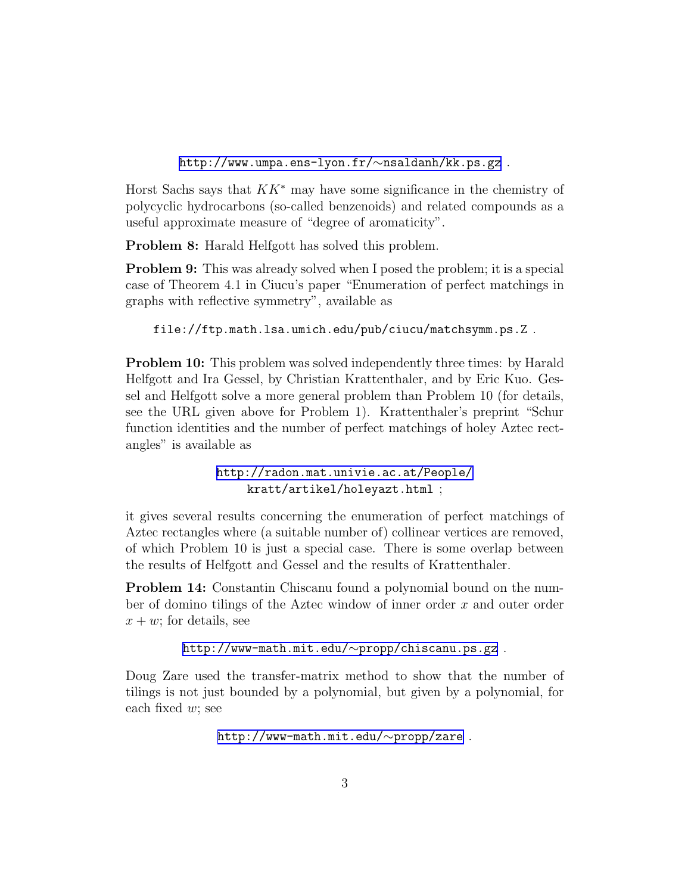http://www.umpa.ens-lyon.fr/∼nsaldanh/kk.ps.gz .

Horst Sachs says that $KK^*$ may have some significance in the chemistry of polycyclic hydrocarbons (so-called benzenoids) and related compounds as a useful approximate measure of "degree of aromaticity".

**Problem 8:** Harald Helfgott has solved this problem.

**Problem 9:** This was already solved when I posed the problem; it is a special case of Theorem 4.1 in Ciucu's paper "Enumeration of perfect matchings in graphs with reflective symmetry", available as

file://ftp.math.lsa.umich.edu/pub/ciucu/matchsymm.ps.Z .

**Problem 10:** This problem was solved independently three times: by Harald Helfgott and Ira Gessel, by Christian Krattenthaler, and by Eric Kuo. Gessel and Helfgott solve a more general problem than Problem 10 (for details, see the URL given above for Problem 1). Krattenthaler's preprint "Schur function identities and the number of perfect matchings of holey Aztec rectangles" is available as

http://radon.mat.univie.ac.at/People/kratt/artikel/holeyazt.html ;

it gives several results concerning the enumeration of perfect matchings of Aztec rectangles where (a suitable number of) collinear vertices are removed, of which Problem 10 is just a special case. There is some overlap between the results of Helfgott and Gessel and the results of Krattenthaler.

**Problem 14:** Constantin Chiscanu found a polynomial bound on the number of domino tilings of the Aztec window of inner order $x$ and outer order $x + w$; for details, see

http://www-math.mit.edu/∼propp/chiscanu.ps.gz .

Doug Zare used the transfer-matrix method to show that the number of tilings is not just bounded by a polynomial, but given by a polynomial, for each fixed $w$; see

http://www-math.mit.edu/∼propp/zare .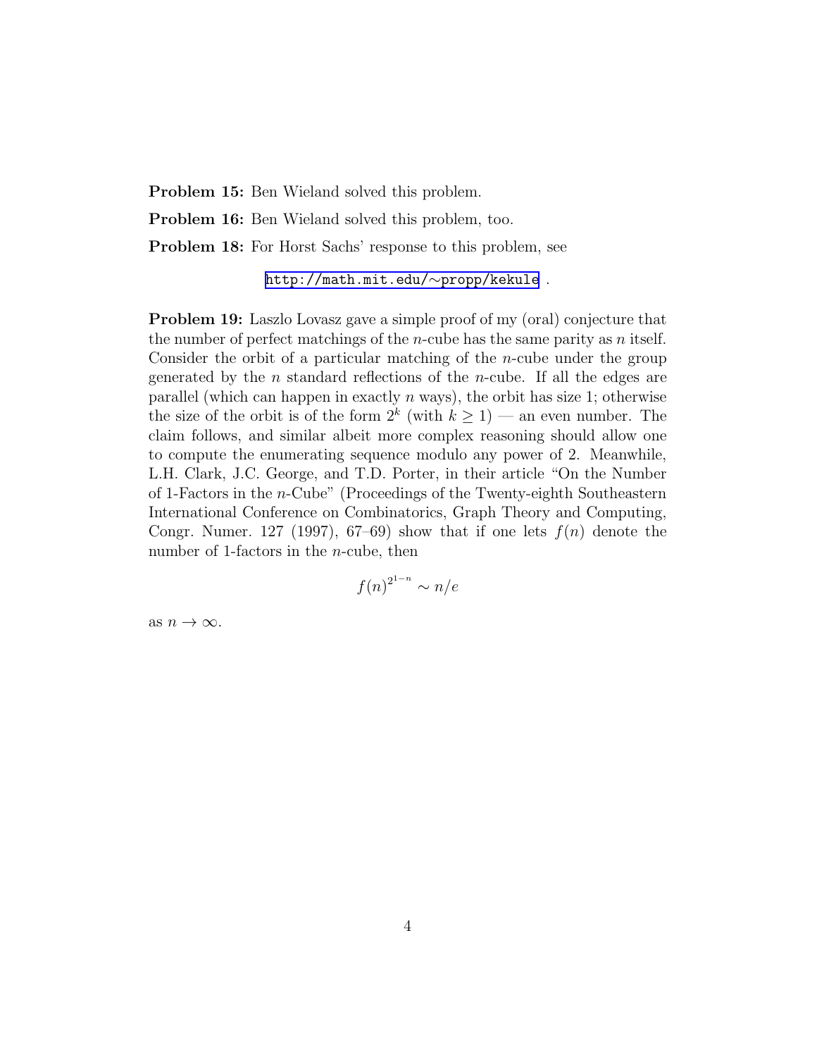**Problem 15:** Ben Wieland solved this problem.

**Problem 16:** Ben Wieland solved this problem, too.

**Problem 18:** For Horst Sachs' response to this problem, see

http://math.mit.edu/∼propp/kekule .

**Problem 19:** Laszlo Lovasz gave a simple proof of my (oral) conjecture that the number of perfect matchings of the $n$-cube has the same parity as $n$ itself. Consider the orbit of a particular matching of the $n$-cube under the group generated by the $n$ standard reflections of the $n$-cube. If all the edges are parallel (which can happen in exactly $n$ ways), the orbit has size 1; otherwise the size of the orbit is of the form $2^k$ (with $k \geq 1$) — an even number. The claim follows, and similar albeit more complex reasoning should allow one to compute the enumerating sequence modulo any power of 2. Meanwhile, L.H. Clark, J.C. George, and T.D. Porter, in their article "On the Number of 1-Factors in the $n$-Cube" (Proceedings of the Twenty-eighth Southeastern International Conference on Combinatorics, Graph Theory and Computing, Congr. Numer. 127 (1997), 67–69) show that if one lets $f(n)$ denote the number of 1-factors in the $n$-cube, then

$$f(n)^{2^{1-n}} \sim n/e$$

as $n \to \infty$.